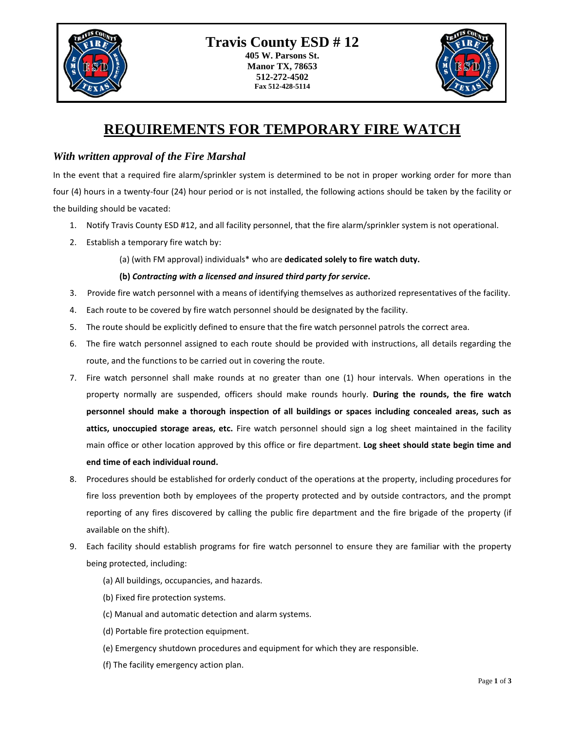# Travis County ESD # 12

**405 W. Parsons St.**
**Manor TX, 78653**
**512-272-4502**
**Fax 512-428-5114**

# REQUIREMENTS FOR TEMPORARY FIRE WATCH

## *With written approval of the Fire Marshal*

In the event that a required fire alarm/sprinkler system is determined to be not in proper working order for more than four (4) hours in a twenty-four (24) hour period or is not installed, the following actions should be taken by the facility or the building should be vacated:

1. Notify Travis County ESD #12, and all facility personnel, that the fire alarm/sprinkler system is not operational.
2. Establish a temporary fire watch by:

   (a) (with FM approval) individuals* who are **dedicated solely to fire watch duty.**

   **(b) *Contracting with a licensed and insured third party for service*.**
3. Provide fire watch personnel with a means of identifying themselves as authorized representatives of the facility.
4. Each route to be covered by fire watch personnel should be designated by the facility.
5. The route should be explicitly defined to ensure that the fire watch personnel patrols the correct area.
6. The fire watch personnel assigned to each route should be provided with instructions, all details regarding the route, and the functions to be carried out in covering the route.
7. Fire watch personnel shall make rounds at no greater than one (1) hour intervals. When operations in the property normally are suspended, officers should make rounds hourly. **During the rounds, the fire watch personnel should make a thorough inspection of all buildings or spaces including concealed areas, such as attics, unoccupied storage areas, etc.** Fire watch personnel should sign a log sheet maintained in the facility main office or other location approved by this office or fire department. **Log sheet should state begin time and end time of each individual round.**
8. Procedures should be established for orderly conduct of the operations at the property, including procedures for fire loss prevention both by employees of the property protected and by outside contractors, and the prompt reporting of any fires discovered by calling the public fire department and the fire brigade of the property (if available on the shift).
9. Each facility should establish programs for fire watch personnel to ensure they are familiar with the property being protected, including:

   (a) All buildings, occupancies, and hazards.

   (b) Fixed fire protection systems.

   (c) Manual and automatic detection and alarm systems.

   (d) Portable fire protection equipment.

   (e) Emergency shutdown procedures and equipment for which they are responsible.

   (f) The facility emergency action plan.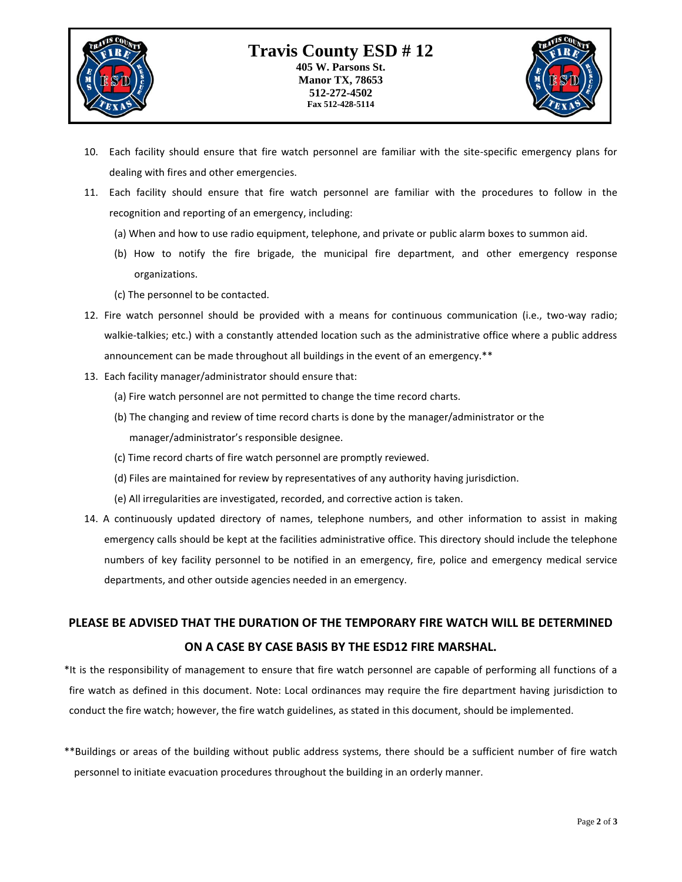10. Each facility should ensure that fire watch personnel are familiar with the site-specific emergency plans for dealing with fires and other emergencies.

11. Each facility should ensure that fire watch personnel are familiar with the procedures to follow in the recognition and reporting of an emergency, including:

    (a) When and how to use radio equipment, telephone, and private or public alarm boxes to summon aid.

    (b) How to notify the fire brigade, the municipal fire department, and other emergency response organizations.

    (c) The personnel to be contacted.

12. Fire watch personnel should be provided with a means for continuous communication (i.e., two-way radio; walkie-talkies; etc.) with a constantly attended location such as the administrative office where a public address announcement can be made throughout all buildings in the event of an emergency.**

13. Each facility manager/administrator should ensure that:

    (a) Fire watch personnel are not permitted to change the time record charts.

    (b) The changing and review of time record charts is done by the manager/administrator or the manager/administrator's responsible designee.

    (c) Time record charts of fire watch personnel are promptly reviewed.

    (d) Files are maintained for review by representatives of any authority having jurisdiction.

    (e) All irregularities are investigated, recorded, and corrective action is taken.

14. A continuously updated directory of names, telephone numbers, and other information to assist in making emergency calls should be kept at the facilities administrative office. This directory should include the telephone numbers of key facility personnel to be notified in an emergency, fire, police and emergency medical service departments, and other outside agencies needed in an emergency.

**PLEASE BE ADVISED THAT THE DURATION OF THE TEMPORARY FIRE WATCH WILL BE DETERMINED ON A CASE BY CASE BASIS BY THE ESD12 FIRE MARSHAL.**

*It is the responsibility of management to ensure that fire watch personnel are capable of performing all functions of a fire watch as defined in this document. Note: Local ordinances may require the fire department having jurisdiction to conduct the fire watch; however, the fire watch guidelines, as stated in this document, should be implemented.

**Buildings or areas of the building without public address systems, there should be a sufficient number of fire watch personnel to initiate evacuation procedures throughout the building in an orderly manner.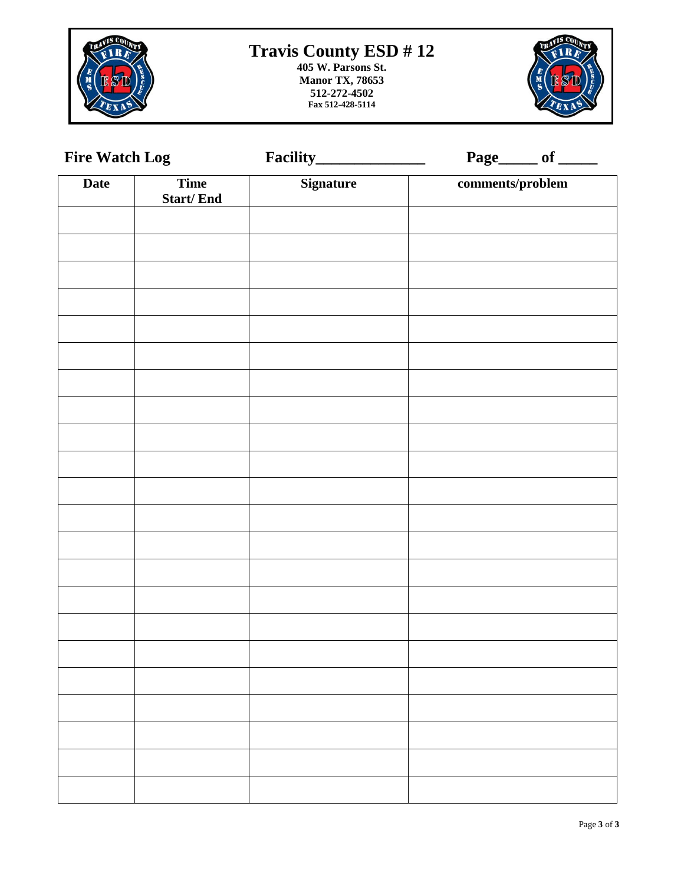# Travis County ESD # 12

**405 W. Parsons St.**
**Manor TX, 78653**
**512-272-4502**
**Fax 512-428-5114**

**Fire Watch Log** **Facility_____________** **Page_____ of _____**

| Date | Time Start/ End | Signature | comments/problem |
|---|---|---|---|
| | | | |
| | | | |
| | | | |
| | | | |
| | | | |
| | | | |
| | | | |
| | | | |
| | | | |
| | | | |
| | | | |
| | | | |
| | | | |
| | | | |
| | | | |
| | | | |
| | | | |
| | | | |
| | | | |
| | | | |
| | | | |
| | | | |